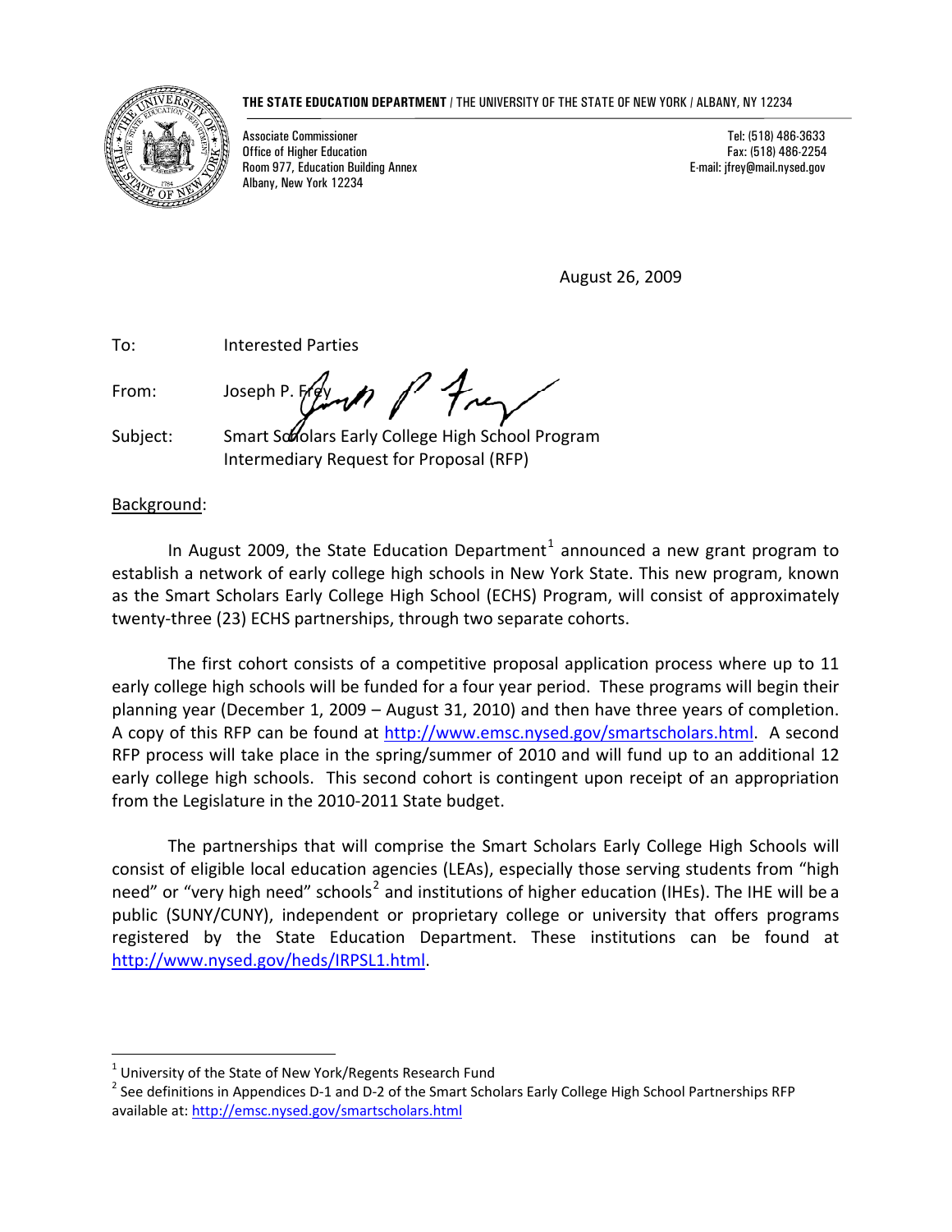**THE STATE EDUCATION DEPARTMENT** / THE UNIVERSITY OF THE STATE OF NEW YORK / ALBANY, NY 12234

Associate Commissioner
Office of Higher Education
Room 977, Education Building Annex
Albany, New York 12234

Tel: (518) 486-3633
Fax: (518) 486-2254
E-mail: jfrey@mail.nysed.gov

August 26, 2009

To: Interested Parties

From: Joseph P. Frey

Subject: Smart Scholars Early College High School Program Intermediary Request for Proposal (RFP)

Background:

In August 2009, the State Education Department[1] announced a new grant program to establish a network of early college high schools in New York State. This new program, known as the Smart Scholars Early College High School (ECHS) Program, will consist of approximately twenty-three (23) ECHS partnerships, through two separate cohorts.

The first cohort consists of a competitive proposal application process where up to 11 early college high schools will be funded for a four year period. These programs will begin their planning year (December 1, 2009 – August 31, 2010) and then have three years of completion. A copy of this RFP can be found at http://www.emsc.nysed.gov/smartscholars.html. A second RFP process will take place in the spring/summer of 2010 and will fund up to an additional 12 early college high schools. This second cohort is contingent upon receipt of an appropriation from the Legislature in the 2010-2011 State budget.

The partnerships that will comprise the Smart Scholars Early College High Schools will consist of eligible local education agencies (LEAs), especially those serving students from "high need" or "very high need" schools[2] and institutions of higher education (IHEs). The IHE will be a public (SUNY/CUNY), independent or proprietary college or university that offers programs registered by the State Education Department. These institutions can be found at http://www.nysed.gov/heds/IRPSL1.html.

---

[1] University of the State of New York/Regents Research Fund

[2] See definitions in Appendices D-1 and D-2 of the Smart Scholars Early College High School Partnerships RFP available at: http://emsc.nysed.gov/smartscholars.html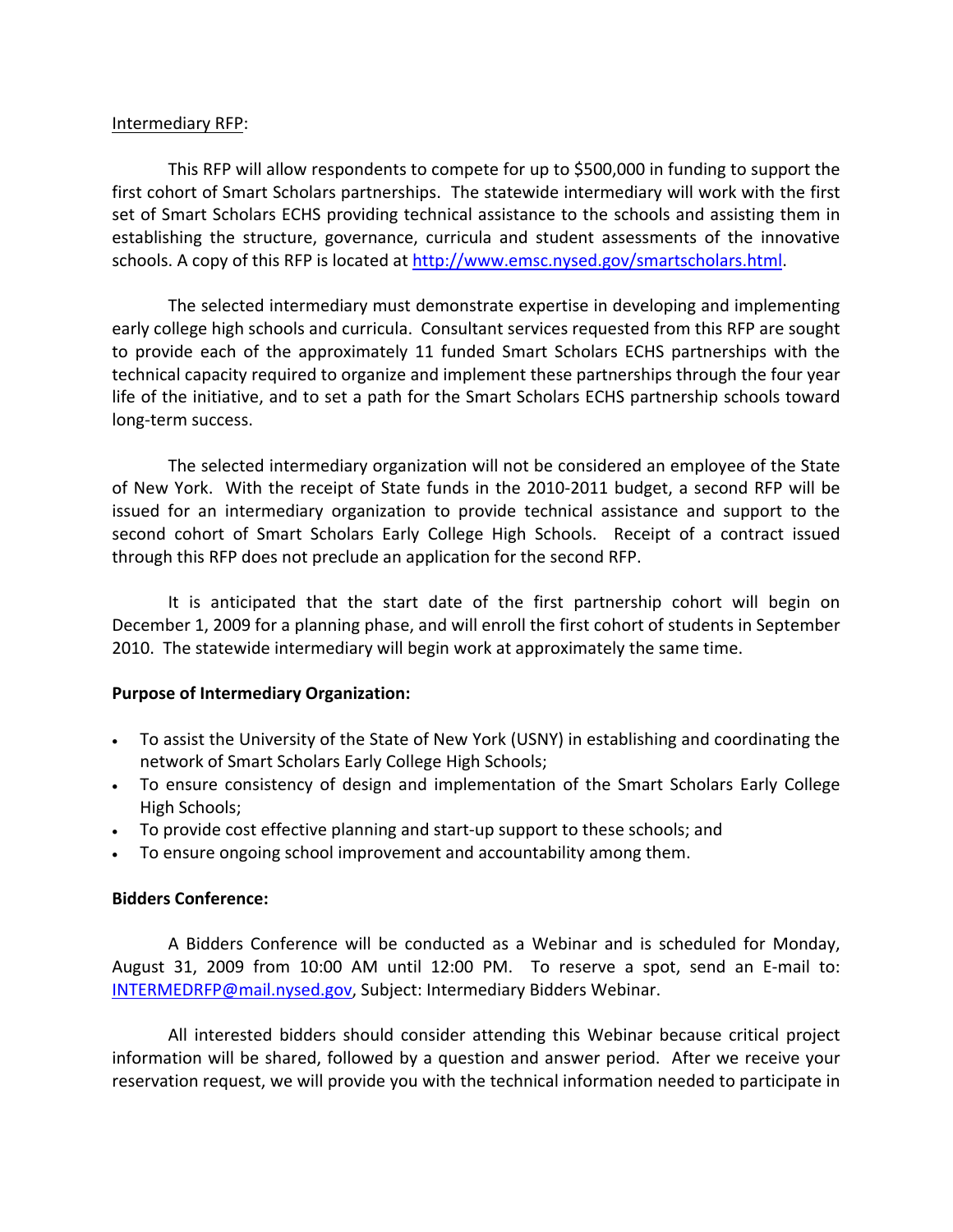Intermediary RFP:

This RFP will allow respondents to compete for up to $500,000 in funding to support the first cohort of Smart Scholars partnerships. The statewide intermediary will work with the first set of Smart Scholars ECHS providing technical assistance to the schools and assisting them in establishing the structure, governance, curricula and student assessments of the innovative schools. A copy of this RFP is located at http://www.emsc.nysed.gov/smartscholars.html.

The selected intermediary must demonstrate expertise in developing and implementing early college high schools and curricula. Consultant services requested from this RFP are sought to provide each of the approximately 11 funded Smart Scholars ECHS partnerships with the technical capacity required to organize and implement these partnerships through the four year life of the initiative, and to set a path for the Smart Scholars ECHS partnership schools toward long-term success.

The selected intermediary organization will not be considered an employee of the State of New York. With the receipt of State funds in the 2010-2011 budget, a second RFP will be issued for an intermediary organization to provide technical assistance and support to the second cohort of Smart Scholars Early College High Schools. Receipt of a contract issued through this RFP does not preclude an application for the second RFP.

It is anticipated that the start date of the first partnership cohort will begin on December 1, 2009 for a planning phase, and will enroll the first cohort of students in September 2010. The statewide intermediary will begin work at approximately the same time.

**Purpose of Intermediary Organization:**

- To assist the University of the State of New York (USNY) in establishing and coordinating the network of Smart Scholars Early College High Schools;
- To ensure consistency of design and implementation of the Smart Scholars Early College High Schools;
- To provide cost effective planning and start-up support to these schools; and
- To ensure ongoing school improvement and accountability among them.

**Bidders Conference:**

A Bidders Conference will be conducted as a Webinar and is scheduled for Monday, August 31, 2009 from 10:00 AM until 12:00 PM. To reserve a spot, send an E-mail to: INTERMEDRFP@mail.nysed.gov, Subject: Intermediary Bidders Webinar.

All interested bidders should consider attending this Webinar because critical project information will be shared, followed by a question and answer period. After we receive your reservation request, we will provide you with the technical information needed to participate in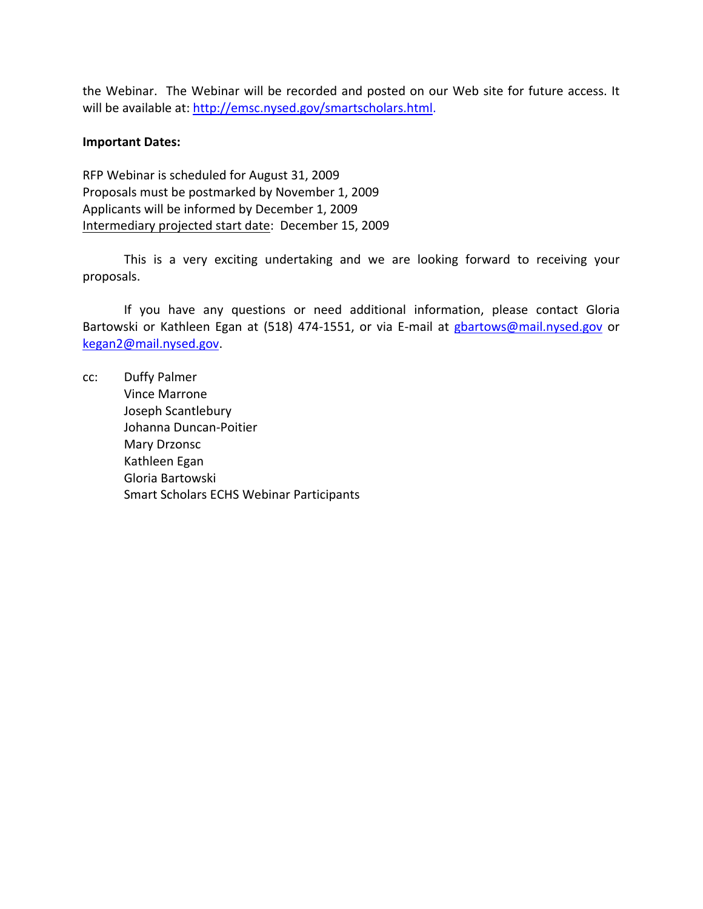the Webinar. The Webinar will be recorded and posted on our Web site for future access. It will be available at: http://emsc.nysed.gov/smartscholars.html.

**Important Dates:**

RFP Webinar is scheduled for August 31, 2009
Proposals must be postmarked by November 1, 2009
Applicants will be informed by December 1, 2009
Intermediary projected start date: December 15, 2009

This is a very exciting undertaking and we are looking forward to receiving your proposals.

If you have any questions or need additional information, please contact Gloria Bartowski or Kathleen Egan at (518) 474-1551, or via E-mail at gbartows@mail.nysed.gov or kegan2@mail.nysed.gov.

cc: Duffy Palmer
Vince Marrone
Joseph Scantlebury
Johanna Duncan-Poitier
Mary Drzonsc
Kathleen Egan
Gloria Bartowski
Smart Scholars ECHS Webinar Participants